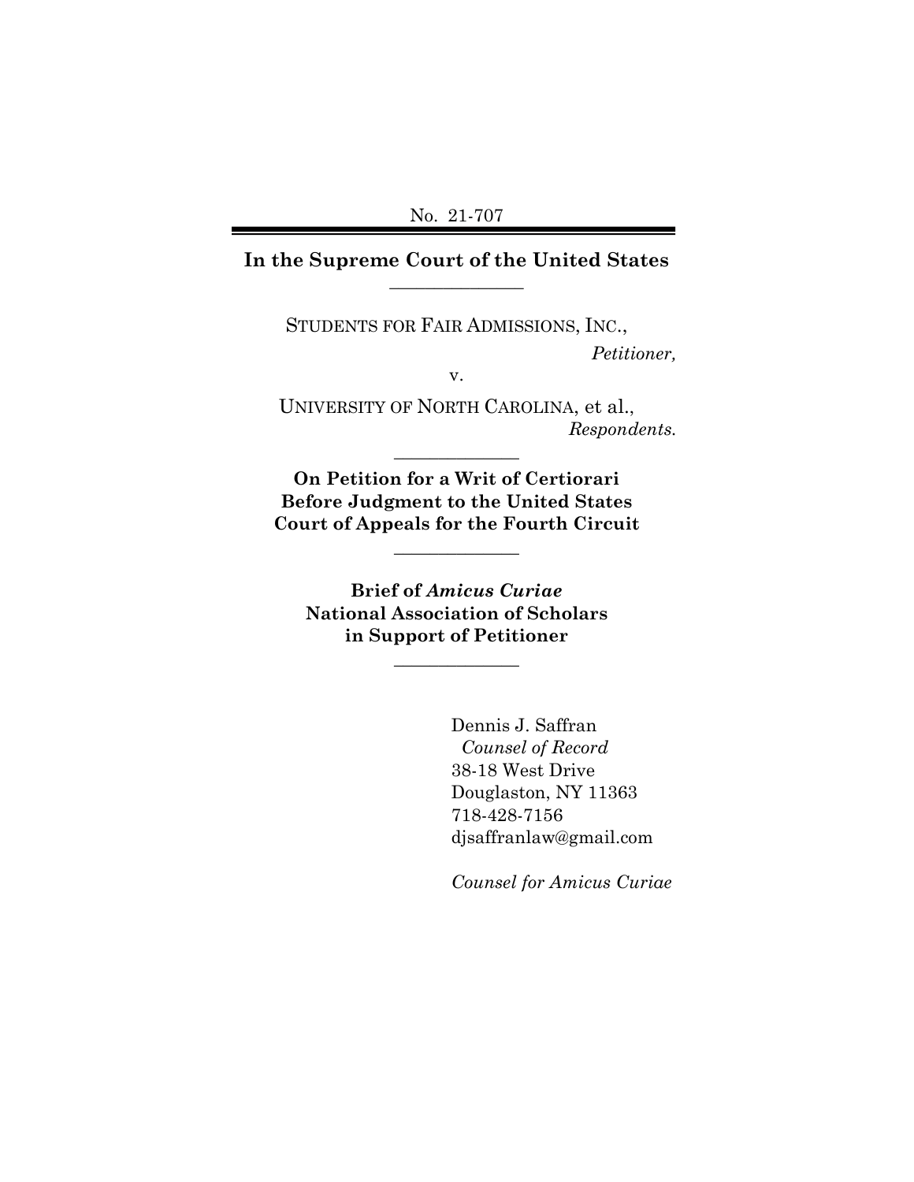No. 21-707

**In the Supreme Court of the United States**

STUDENTS FOR FAIR ADMISSIONS, INC.,

*Petitioner,*

v.

UNIVERSITY OF NORTH CAROLINA, et al.,

*Respondents.*

**On Petition for a Writ of Certiorari Before Judgment to the United States Court of Appeals for the Fourth Circuit**

**Brief of *Amicus Curiae* National Association of Scholars in Support of Petitioner**

Dennis J. Saffran
*Counsel of Record*
38-18 West Drive
Douglaston, NY 11363
718-428-7156
djsaffranlaw@gmail.com

*Counsel for Amicus Curiae*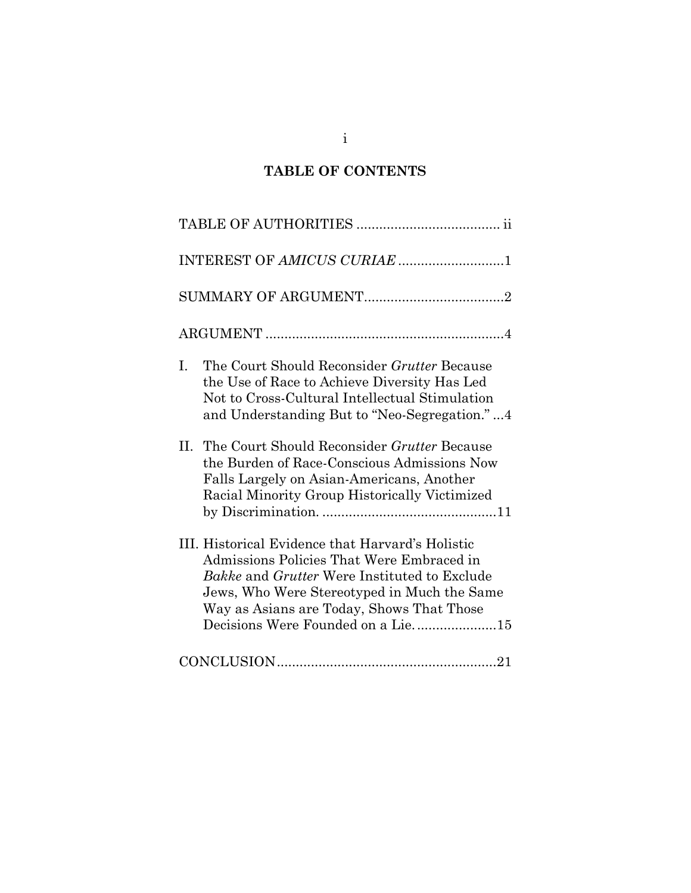# TABLE OF CONTENTS

TABLE OF AUTHORITIES ..................................... ii

INTEREST OF *AMICUS CURIAE* ............................1

SUMMARY OF ARGUMENT.....................................2

ARGUMENT ...............................................................4

I. The Court Should Reconsider *Grutter* Because the Use of Race to Achieve Diversity Has Led Not to Cross-Cultural Intellectual Stimulation and Understanding But to "Neo-Segregation." ...4

II. The Court Should Reconsider *Grutter* Because the Burden of Race-Conscious Admissions Now Falls Largely on Asian-Americans, Another Racial Minority Group Historically Victimized by Discrimination. ..............................................11

III. Historical Evidence that Harvard's Holistic Admissions Policies That Were Embraced in *Bakke* and *Grutter* Were Instituted to Exclude Jews, Who Were Stereotyped in Much the Same Way as Asians are Today, Shows That Those Decisions Were Founded on a Lie. ....................15

CONCLUSION..........................................................21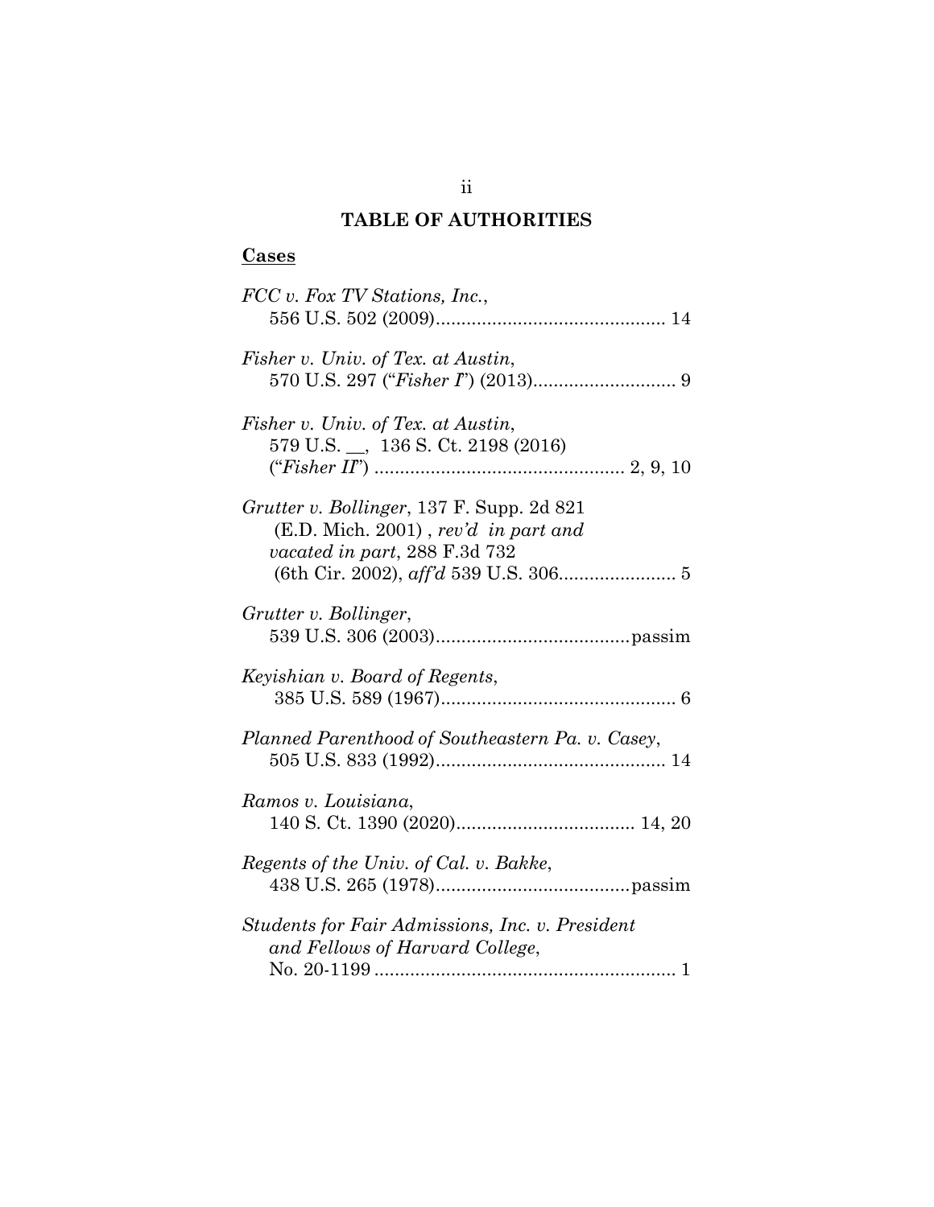## TABLE OF AUTHORITIES

### Cases

*FCC v. Fox TV Stations, Inc.*,
556 U.S. 502 (2009)............................................ 14

*Fisher v. Univ. of Tex. at Austin*,
570 U.S. 297 ("*Fisher I*") (2013)............................ 9

*Fisher v. Univ. of Tex. at Austin*,
579 U.S. __, 136 S. Ct. 2198 (2016)
("*Fisher II*") ................................................ 2, 9, 10

*Grutter v. Bollinger*, 137 F. Supp. 2d 821
(E.D. Mich. 2001) , *rev'd in part and vacated in part*, 288 F.3d 732
(6th Cir. 2002), *aff'd* 539 U.S. 306....................... 5

*Grutter v. Bollinger*,
539 U.S. 306 (2003)......................................passim

*Keyishian v. Board of Regents*,
385 U.S. 589 (1967).............................................. 6

*Planned Parenthood of Southeastern Pa. v. Casey*,
505 U.S. 833 (1992)............................................. 14

*Ramos v. Louisiana*,
140 S. Ct. 1390 (2020).................................. 14, 20

*Regents of the Univ. of Cal. v. Bakke*,
438 U.S. 265 (1978)......................................passim

*Students for Fair Admissions, Inc. v. President and Fellows of Harvard College*,
No. 20-1199 .......................................................... 1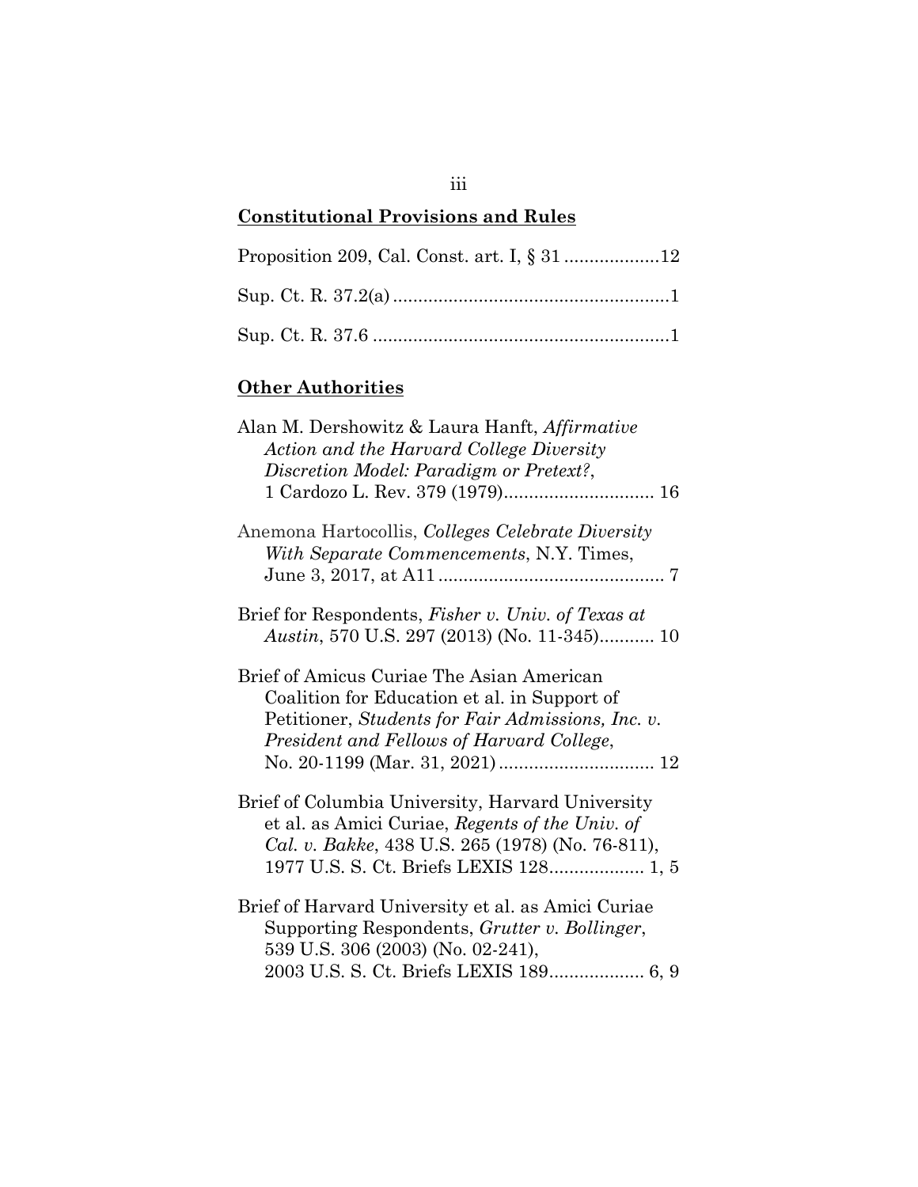## Constitutional Provisions and Rules

Proposition 209, Cal. Const. art. I, § 31 ...................12

Sup. Ct. R. 37.2(a) .......................................................1

Sup. Ct. R. 37.6 ...........................................................1

## Other Authorities

Alan M. Dershowitz & Laura Hanft, *Affirmative Action and the Harvard College Diversity Discretion Model: Paradigm or Pretext?*, 1 Cardozo L. Rev. 379 (1979).............................. 16

Anemona Hartocollis, *Colleges Celebrate Diversity With Separate Commencements*, N.Y. Times, June 3, 2017, at A11 ............................................. 7

Brief for Respondents, *Fisher v. Univ. of Texas at Austin*, 570 U.S. 297 (2013) (No. 11-345)........... 10

Brief of Amicus Curiae The Asian American Coalition for Education et al. in Support of Petitioner, *Students for Fair Admissions, Inc. v. President and Fellows of Harvard College*, No. 20-1199 (Mar. 31, 2021)............................... 12

Brief of Columbia University, Harvard University et al. as Amici Curiae, *Regents of the Univ. of Cal. v. Bakke*, 438 U.S. 265 (1978) (No. 76-811), 1977 U.S. S. Ct. Briefs LEXIS 128................... 1, 5

Brief of Harvard University et al. as Amici Curiae Supporting Respondents, *Grutter v. Bollinger*, 539 U.S. 306 (2003) (No. 02-241), 2003 U.S. S. Ct. Briefs LEXIS 189................... 6, 9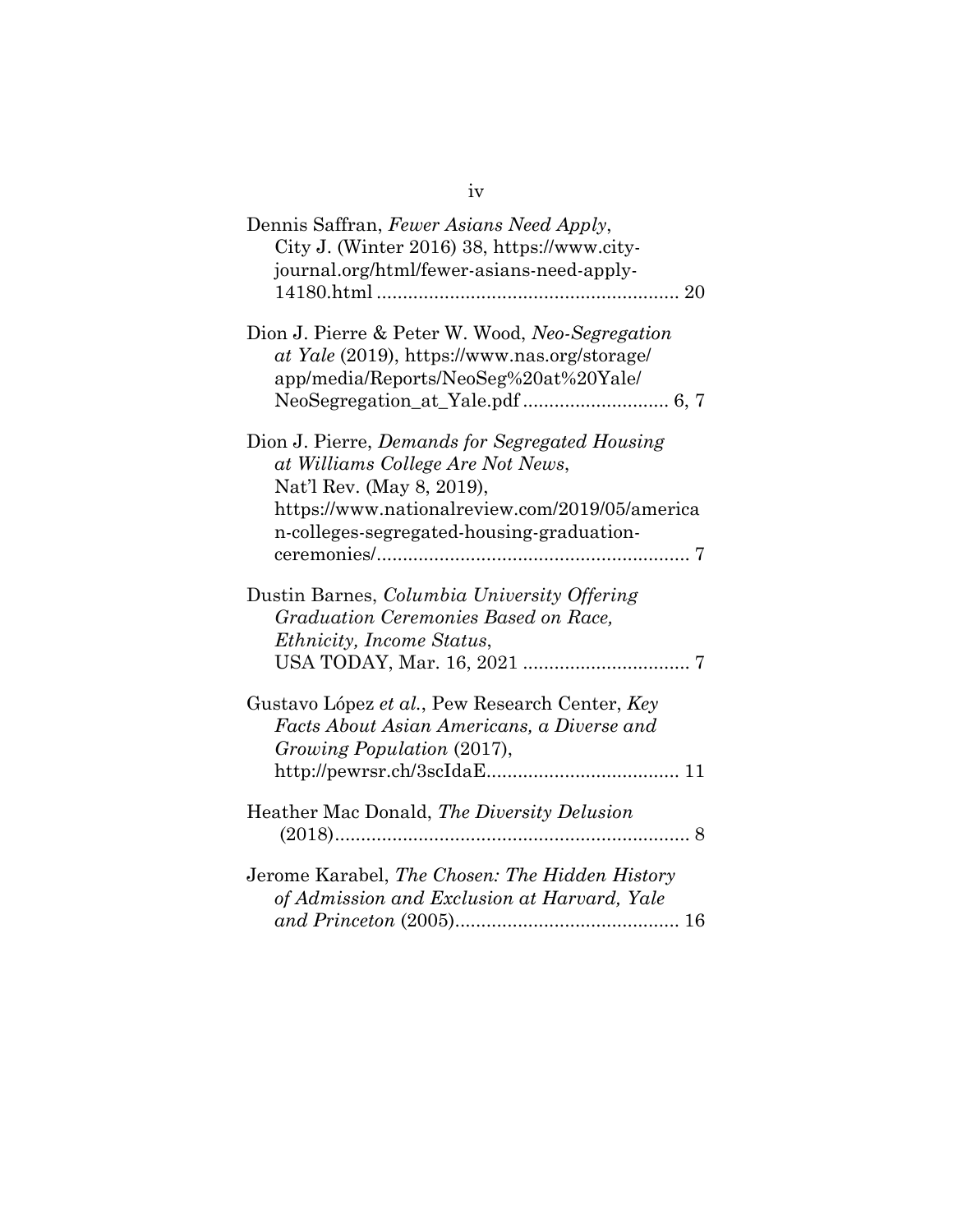Dennis Saffran, *Fewer Asians Need Apply*, City J. (Winter 2016) 38, https://www.city-journal.org/html/fewer-asians-need-apply-14180.html ........................................................ 20

Dion J. Pierre & Peter W. Wood, *Neo-Segregation at Yale* (2019), https://www.nas.org/storage/app/media/Reports/NeoSeg%20at%20Yale/NeoSegregation_at_Yale.pdf ........................... 6, 7

Dion J. Pierre, *Demands for Segregated Housing at Williams College Are Not News*, Nat'l Rev. (May 8, 2019), https://www.nationalreview.com/2019/05/american-colleges-segregated-housing-graduation-ceremonies/........................................................... 7

Dustin Barnes, *Columbia University Offering Graduation Ceremonies Based on Race, Ethnicity, Income Status*, USA TODAY, Mar. 16, 2021 ............................... 7

Gustavo López *et al.*, Pew Research Center, *Key Facts About Asian Americans, a Diverse and Growing Population* (2017), http://pewrsr.ch/3scIdaE.................................... 11

Heather Mac Donald, *The Diversity Delusion* (2018)................................................................... 8

Jerome Karabel, *The Chosen: The Hidden History of Admission and Exclusion at Harvard, Yale and Princeton* (2005).......................................... 16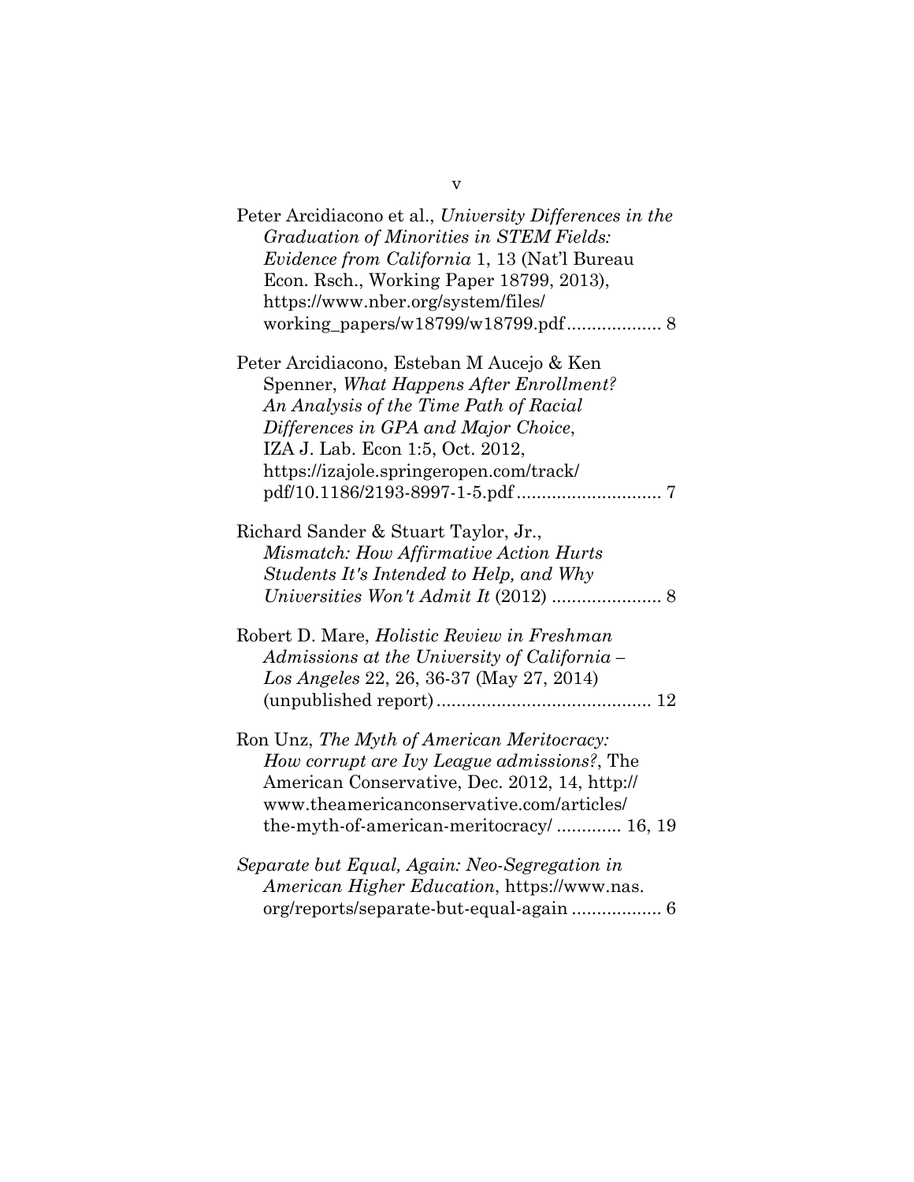Peter Arcidiacono et al., *University Differences in the Graduation of Minorities in STEM Fields: Evidence from California* 1, 13 (Nat'l Bureau Econ. Rsch., Working Paper 18799, 2013), https://www.nber.org/system/files/working_papers/w18799/w18799.pdf .................. 8

Peter Arcidiacono, Esteban M Aucejo & Ken Spenner, *What Happens After Enrollment? An Analysis of the Time Path of Racial Differences in GPA and Major Choice*, IZA J. Lab. Econ 1:5, Oct. 2012, https://izajole.springeropen.com/track/pdf/10.1186/2193-8997-1-5.pdf ............................ 7

Richard Sander & Stuart Taylor, Jr., *Mismatch: How Affirmative Action Hurts Students It's Intended to Help, and Why Universities Won't Admit It* (2012) ..................... 8

Robert D. Mare, *Holistic Review in Freshman Admissions at the University of California – Los Angeles* 22, 26, 36-37 (May 27, 2014) (unpublished report) .......................................... 12

Ron Unz, *The Myth of American Meritocracy: How corrupt are Ivy League admissions?*, The American Conservative, Dec. 2012, 14, http://www.theamericanconservative.com/articles/the-myth-of-american-meritocracy/ ............ 16, 19

*Separate but Equal, Again: Neo-Segregation in American Higher Education*, https://www.nas.org/reports/separate-but-equal-again ................. 6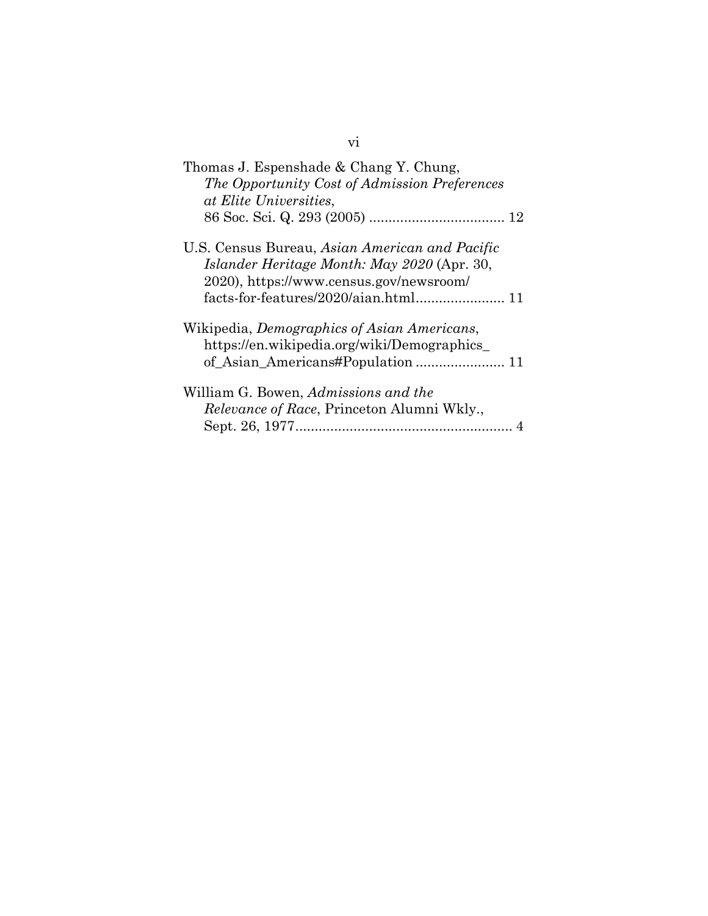Thomas J. Espenshade & Chang Y. Chung, *The Opportunity Cost of Admission Preferences at Elite Universities*, 86 Soc. Sci. Q. 293 (2005) .................................. 12

U.S. Census Bureau, *Asian American and Pacific Islander Heritage Month: May 2020* (Apr. 30, 2020), https://www.census.gov/newsroom/facts-for-features/2020/aian.html...................... 11

Wikipedia, *Demographics of Asian Americans*, https://en.wikipedia.org/wiki/Demographics_of_Asian_Americans#Population ...................... 11

William G. Bowen, *Admissions and the Relevance of Race*, Princeton Alumni Wkly., Sept. 26, 1977....................................................... 4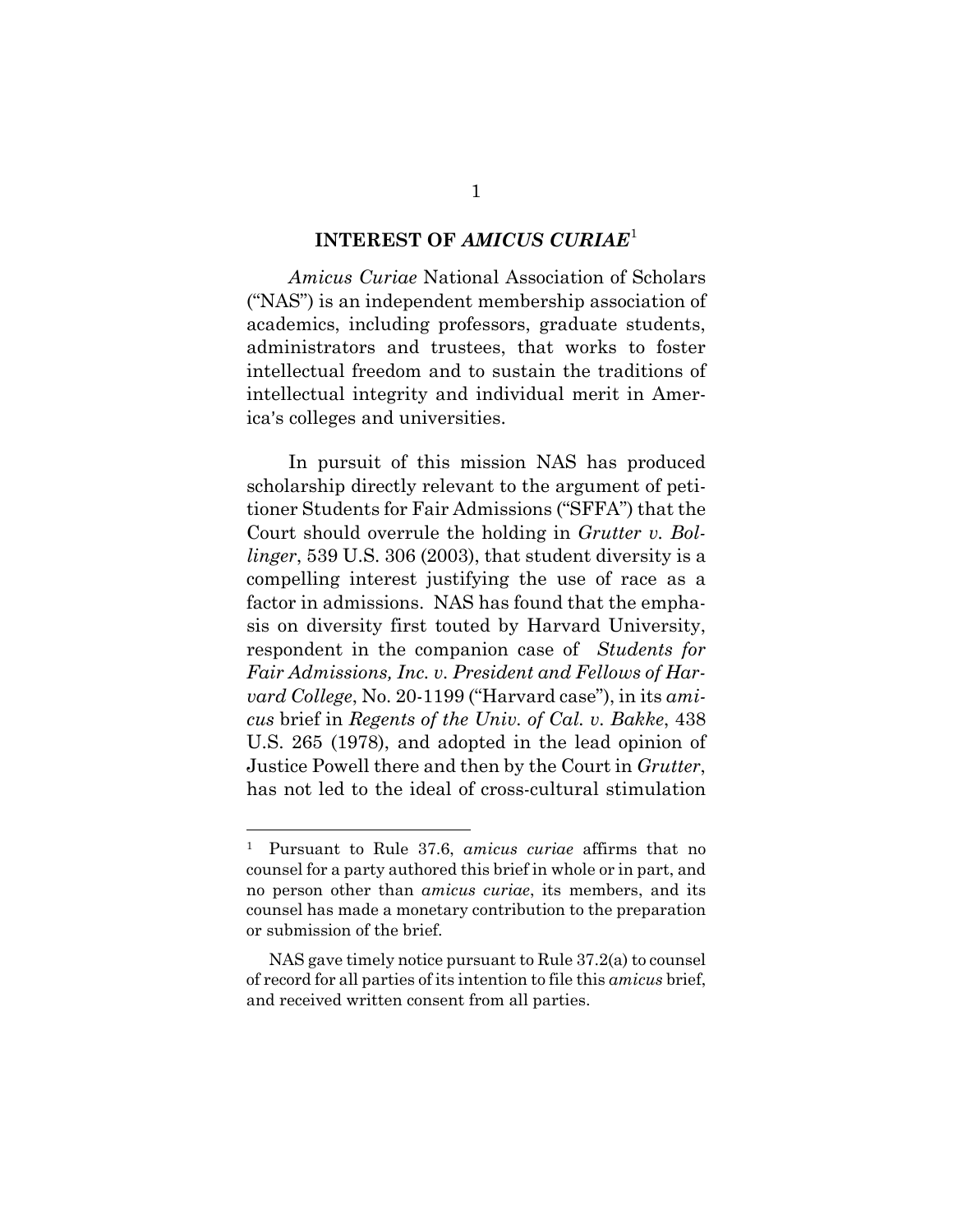## INTEREST OF *AMICUS CURIAE*[1]

*Amicus Curiae* National Association of Scholars ("NAS") is an independent membership association of academics, including professors, graduate students, administrators and trustees, that works to foster intellectual freedom and to sustain the traditions of intellectual integrity and individual merit in America's colleges and universities.

In pursuit of this mission NAS has produced scholarship directly relevant to the argument of petitioner Students for Fair Admissions ("SFFA") that the Court should overrule the holding in *Grutter v. Bollinger*, 539 U.S. 306 (2003), that student diversity is a compelling interest justifying the use of race as a factor in admissions. NAS has found that the emphasis on diversity first touted by Harvard University, respondent in the companion case of *Students for Fair Admissions, Inc. v. President and Fellows of Harvard College*, No. 20-1199 ("Harvard case"), in its *amicus* brief in *Regents of the Univ. of Cal. v. Bakke*, 438 U.S. 265 (1978), and adopted in the lead opinion of Justice Powell there and then by the Court in *Grutter*, has not led to the ideal of cross-cultural stimulation

---

[1] Pursuant to Rule 37.6, *amicus curiae* affirms that no counsel for a party authored this brief in whole or in part, and no person other than *amicus curiae*, its members, and its counsel has made a monetary contribution to the preparation or submission of the brief.

NAS gave timely notice pursuant to Rule 37.2(a) to counsel of record for all parties of its intention to file this *amicus* brief, and received written consent from all parties.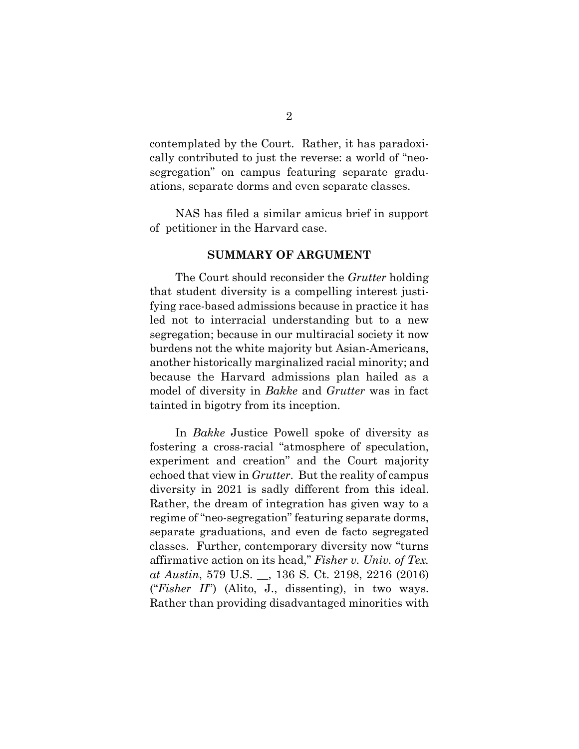contemplated by the Court. Rather, it has paradoxically contributed to just the reverse: a world of "neo-segregation" on campus featuring separate graduations, separate dorms and even separate classes.

NAS has filed a similar amicus brief in support of petitioner in the Harvard case.

## SUMMARY OF ARGUMENT

The Court should reconsider the *Grutter* holding that student diversity is a compelling interest justifying race-based admissions because in practice it has led not to interracial understanding but to a new segregation; because in our multiracial society it now burdens not the white majority but Asian-Americans, another historically marginalized racial minority; and because the Harvard admissions plan hailed as a model of diversity in *Bakke* and *Grutter* was in fact tainted in bigotry from its inception.

In *Bakke* Justice Powell spoke of diversity as fostering a cross-racial "atmosphere of speculation, experiment and creation" and the Court majority echoed that view in *Grutter*. But the reality of campus diversity in 2021 is sadly different from this ideal. Rather, the dream of integration has given way to a regime of "neo-segregation" featuring separate dorms, separate graduations, and even de facto segregated classes. Further, contemporary diversity now "turns affirmative action on its head," *Fisher v. Univ. of Tex. at Austin*, 579 U.S. __, 136 S. Ct. 2198, 2216 (2016) ("*Fisher II*") (Alito, J., dissenting), in two ways. Rather than providing disadvantaged minorities with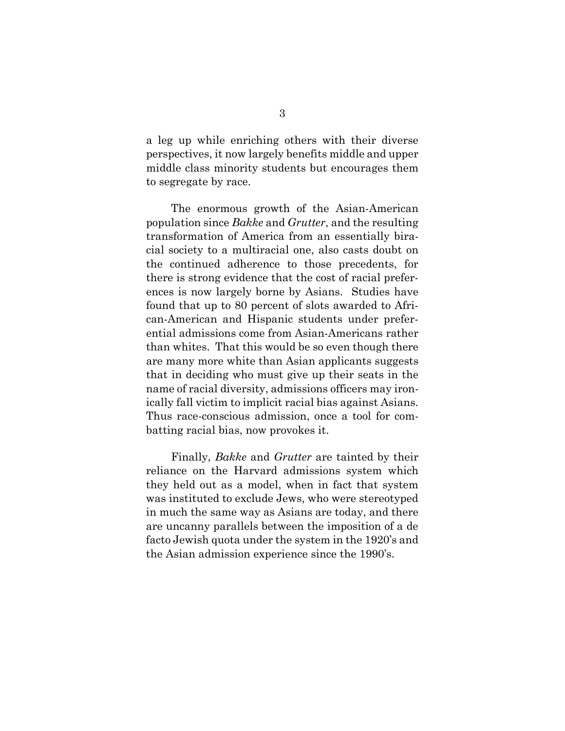a leg up while enriching others with their diverse perspectives, it now largely benefits middle and upper middle class minority students but encourages them to segregate by race.

The enormous growth of the Asian-American population since *Bakke* and *Grutter*, and the resulting transformation of America from an essentially biracial society to a multiracial one, also casts doubt on the continued adherence to those precedents, for there is strong evidence that the cost of racial preferences is now largely borne by Asians. Studies have found that up to 80 percent of slots awarded to African-American and Hispanic students under preferential admissions come from Asian-Americans rather than whites. That this would be so even though there are many more white than Asian applicants suggests that in deciding who must give up their seats in the name of racial diversity, admissions officers may ironically fall victim to implicit racial bias against Asians. Thus race-conscious admission, once a tool for combatting racial bias, now provokes it.

Finally, *Bakke* and *Grutter* are tainted by their reliance on the Harvard admissions system which they held out as a model, when in fact that system was instituted to exclude Jews, who were stereotyped in much the same way as Asians are today, and there are uncanny parallels between the imposition of a de facto Jewish quota under the system in the 1920's and the Asian admission experience since the 1990's.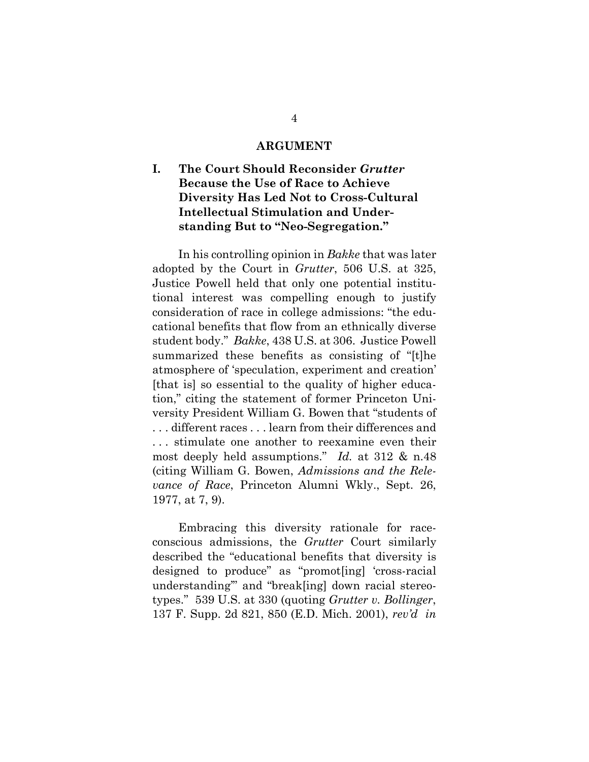# ARGUMENT

## I. The Court Should Reconsider *Grutter* Because the Use of Race to Achieve Diversity Has Led Not to Cross-Cultural Intellectual Stimulation and Understanding But to "Neo-Segregation."

In his controlling opinion in *Bakke* that was later adopted by the Court in *Grutter*, 506 U.S. at 325, Justice Powell held that only one potential institutional interest was compelling enough to justify consideration of race in college admissions: "the educational benefits that flow from an ethnically diverse student body." *Bakke*, 438 U.S. at 306. Justice Powell summarized these benefits as consisting of "[t]he atmosphere of 'speculation, experiment and creation' [that is] so essential to the quality of higher education," citing the statement of former Princeton University President William G. Bowen that "students of . . . different races . . . learn from their differences and . . . stimulate one another to reexamine even their most deeply held assumptions." *Id.* at 312 & n.48 (citing William G. Bowen, *Admissions and the Relevance of Race*, Princeton Alumni Wkly., Sept. 26, 1977, at 7, 9).

Embracing this diversity rationale for race-conscious admissions, the *Grutter* Court similarly described the "educational benefits that diversity is designed to produce" as "promot[ing] 'cross-racial understanding'" and "break[ing] down racial stereotypes." 539 U.S. at 330 (quoting *Grutter v. Bollinger*, 137 F. Supp. 2d 821, 850 (E.D. Mich. 2001), *rev'd in*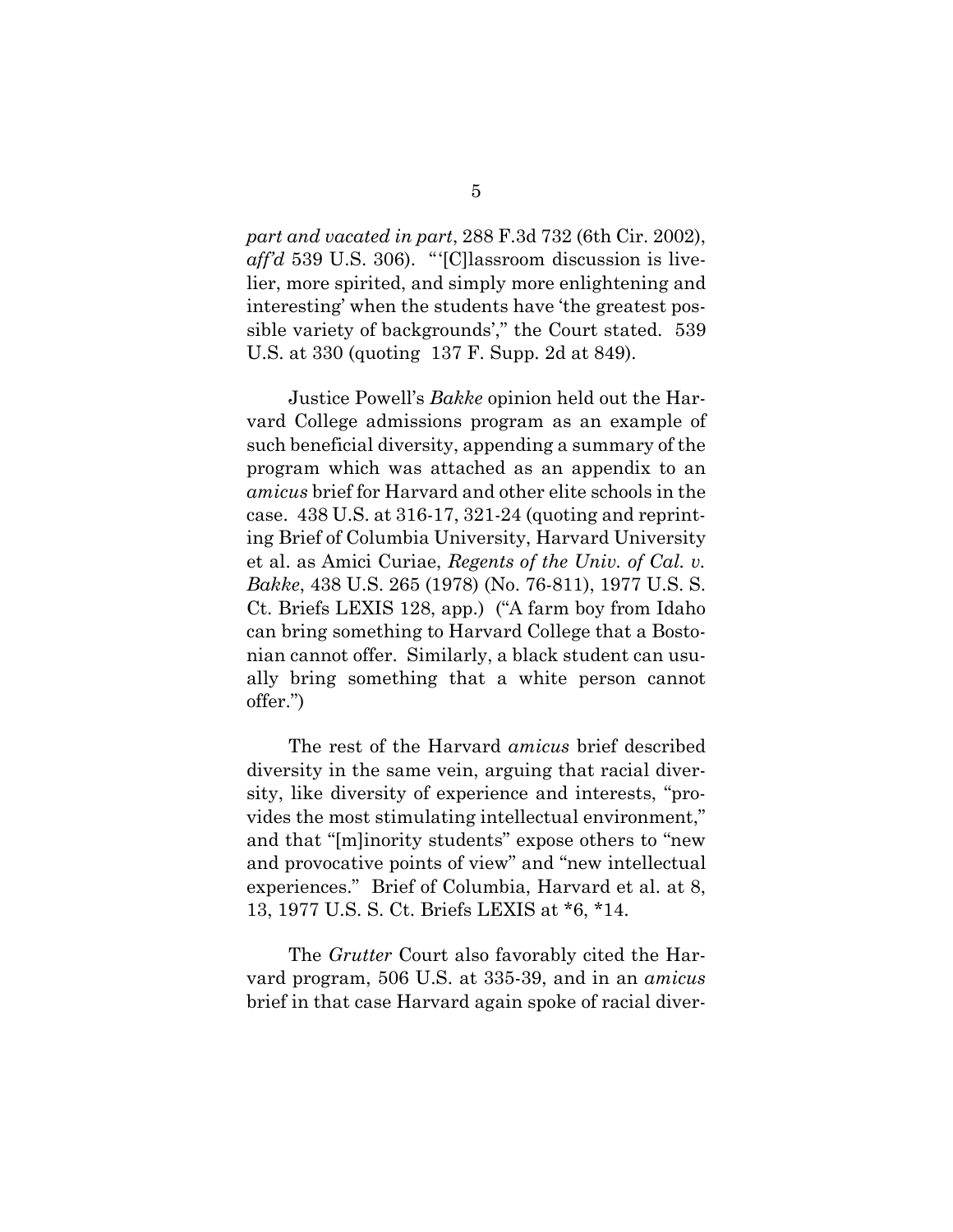*part and vacated in part*, 288 F.3d 732 (6th Cir. 2002), *aff'd* 539 U.S. 306). "'[C]lassroom discussion is livelier, more spirited, and simply more enlightening and interesting' when the students have 'the greatest possible variety of backgrounds'," the Court stated. 539 U.S. at 330 (quoting 137 F. Supp. 2d at 849).

Justice Powell's *Bakke* opinion held out the Harvard College admissions program as an example of such beneficial diversity, appending a summary of the program which was attached as an appendix to an *amicus* brief for Harvard and other elite schools in the case. 438 U.S. at 316-17, 321-24 (quoting and reprinting Brief of Columbia University, Harvard University et al. as Amici Curiae, *Regents of the Univ. of Cal. v. Bakke*, 438 U.S. 265 (1978) (No. 76-811), 1977 U.S. S. Ct. Briefs LEXIS 128, app.) ("A farm boy from Idaho can bring something to Harvard College that a Bostonian cannot offer. Similarly, a black student can usually bring something that a white person cannot offer.")

The rest of the Harvard *amicus* brief described diversity in the same vein, arguing that racial diversity, like diversity of experience and interests, "provides the most stimulating intellectual environment," and that "[m]inority students" expose others to "new and provocative points of view" and "new intellectual experiences." Brief of Columbia, Harvard et al. at 8, 13, 1977 U.S. S. Ct. Briefs LEXIS at *6, *14.

The *Grutter* Court also favorably cited the Harvard program, 506 U.S. at 335-39, and in an *amicus* brief in that case Harvard again spoke of racial diver-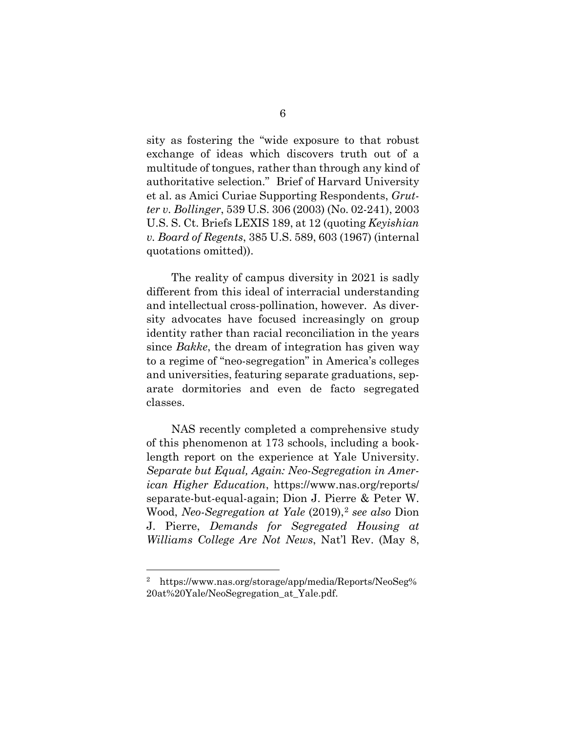sity as fostering the "wide exposure to that robust exchange of ideas which discovers truth out of a multitude of tongues, rather than through any kind of authoritative selection." Brief of Harvard University et al. as Amici Curiae Supporting Respondents, *Grutter v. Bollinger*, 539 U.S. 306 (2003) (No. 02-241), 2003 U.S. S. Ct. Briefs LEXIS 189, at 12 (quoting *Keyishian v. Board of Regents*, 385 U.S. 589, 603 (1967) (internal quotations omitted)).

The reality of campus diversity in 2021 is sadly different from this ideal of interracial understanding and intellectual cross-pollination, however. As diversity advocates have focused increasingly on group identity rather than racial reconciliation in the years since *Bakke*, the dream of integration has given way to a regime of "neo-segregation" in America's colleges and universities, featuring separate graduations, separate dormitories and even de facto segregated classes.

NAS recently completed a comprehensive study of this phenomenon at 173 schools, including a book-length report on the experience at Yale University. *Separate but Equal, Again: Neo-Segregation in American Higher Education*, https://www.nas.org/reports/separate-but-equal-again; Dion J. Pierre & Peter W. Wood, *Neo-Segregation at Yale* (2019),[2] *see also* Dion J. Pierre, *Demands for Segregated Housing at Williams College Are Not News*, Nat'l Rev. (May 8,

[2] https://www.nas.org/storage/app/media/Reports/NeoSeg%20at%20Yale/NeoSegregation_at_Yale.pdf.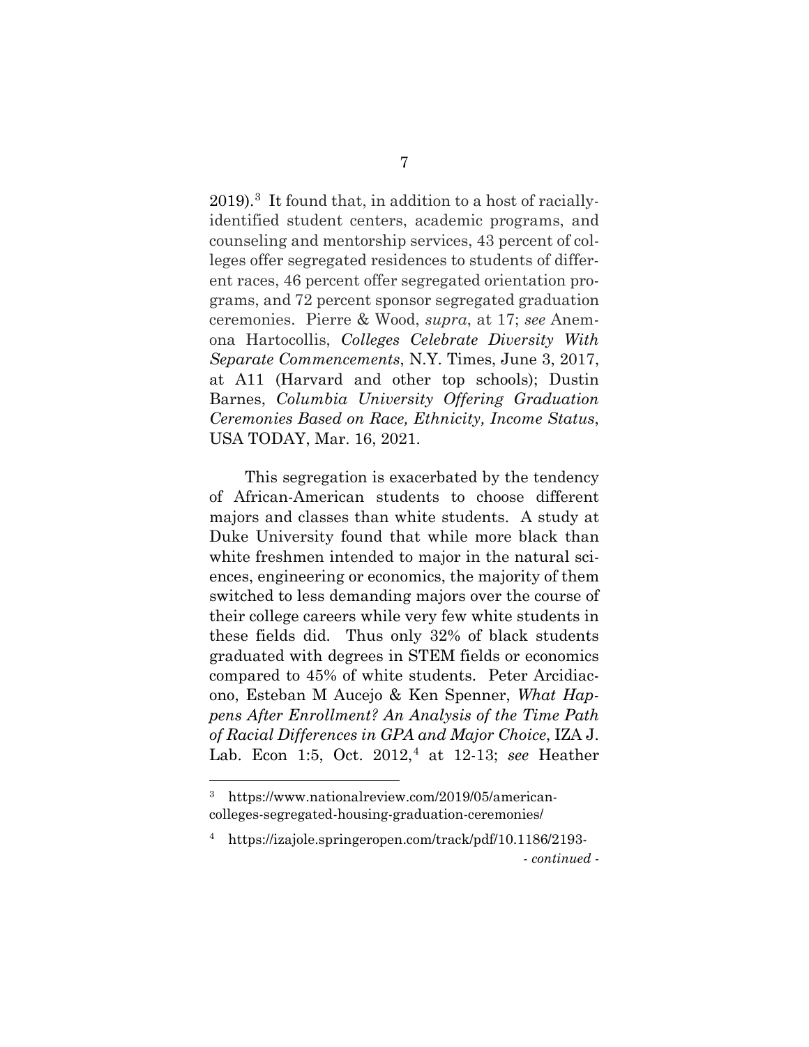2019).[3] It found that, in addition to a host of racially-identified student centers, academic programs, and counseling and mentorship services, 43 percent of colleges offer segregated residences to students of different races, 46 percent offer segregated orientation programs, and 72 percent sponsor segregated graduation ceremonies. Pierre & Wood, *supra*, at 17; *see* Anemona Hartocollis, *Colleges Celebrate Diversity With Separate Commencements*, N.Y. Times, June 3, 2017, at A11 (Harvard and other top schools); Dustin Barnes, *Columbia University Offering Graduation Ceremonies Based on Race, Ethnicity, Income Status*, USA TODAY, Mar. 16, 2021.

This segregation is exacerbated by the tendency of African-American students to choose different majors and classes than white students. A study at Duke University found that while more black than white freshmen intended to major in the natural sciences, engineering or economics, the majority of them switched to less demanding majors over the course of their college careers while very few white students in these fields did. Thus only 32% of black students graduated with degrees in STEM fields or economics compared to 45% of white students. Peter Arcidiacono, Esteban M Aucejo & Ken Spenner, *What Happens After Enrollment? An Analysis of the Time Path of Racial Differences in GPA and Major Choice*, IZA J. Lab. Econ 1:5, Oct. 2012,[4] at 12-13; *see* Heather

---

[3] https://www.nationalreview.com/2019/05/american-colleges-segregated-housing-graduation-ceremonies/

[4] https://izajole.springeropen.com/track/pdf/10.1186/2193-

*- continued -*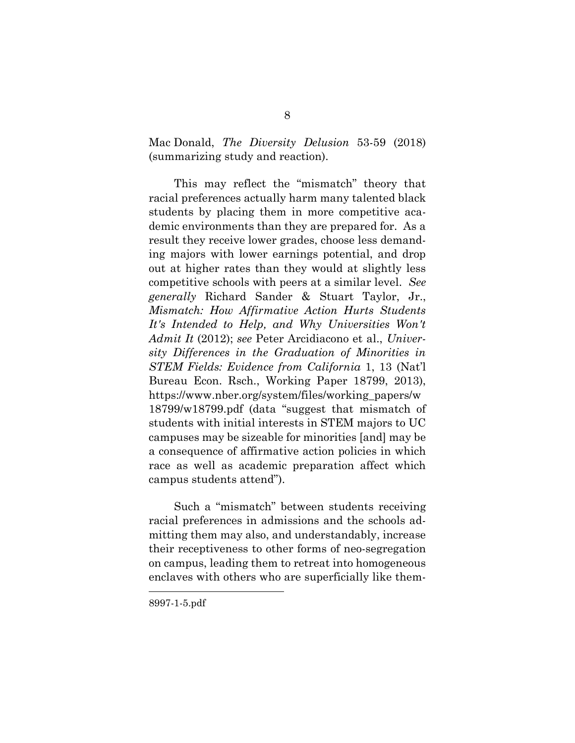Mac Donald, *The Diversity Delusion* 53-59 (2018) (summarizing study and reaction).

This may reflect the "mismatch" theory that racial preferences actually harm many talented black students by placing them in more competitive academic environments than they are prepared for. As a result they receive lower grades, choose less demanding majors with lower earnings potential, and drop out at higher rates than they would at slightly less competitive schools with peers at a similar level. *See generally* Richard Sander & Stuart Taylor, Jr., *Mismatch: How Affirmative Action Hurts Students It's Intended to Help, and Why Universities Won't Admit It* (2012); *see* Peter Arcidiacono et al., *University Differences in the Graduation of Minorities in STEM Fields: Evidence from California* 1, 13 (Nat'l Bureau Econ. Rsch., Working Paper 18799, 2013), https://www.nber.org/system/files/working_papers/w18799/w18799.pdf (data "suggest that mismatch of students with initial interests in STEM majors to UC campuses may be sizeable for minorities [and] may be a consequence of affirmative action policies in which race as well as academic preparation affect which campus students attend").

Such a "mismatch" between students receiving racial preferences in admissions and the schools admitting them may also, and understandably, increase their receptiveness to other forms of neo-segregation on campus, leading them to retreat into homogeneous enclaves with others who are superficially like them-

8997-1-5.pdf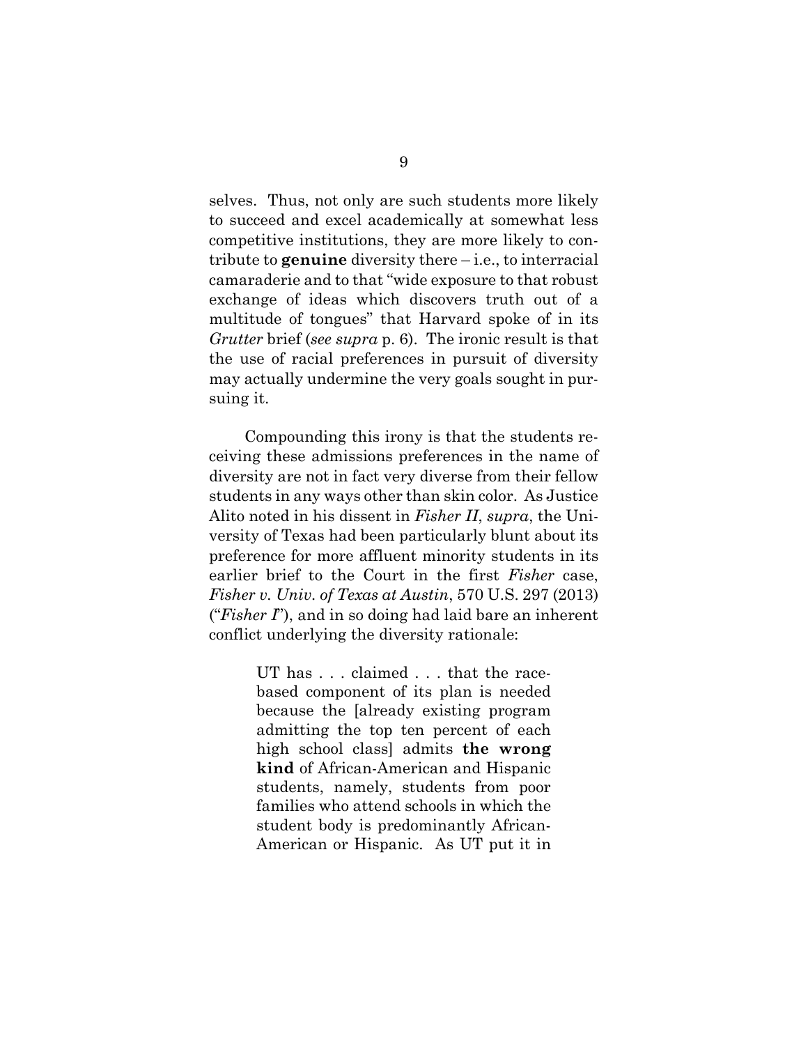selves. Thus, not only are such students more likely to succeed and excel academically at somewhat less competitive institutions, they are more likely to contribute to **genuine** diversity there – i.e., to interracial camaraderie and to that "wide exposure to that robust exchange of ideas which discovers truth out of a multitude of tongues" that Harvard spoke of in its *Grutter* brief (*see supra* p. 6). The ironic result is that the use of racial preferences in pursuit of diversity may actually undermine the very goals sought in pursuing it.

Compounding this irony is that the students receiving these admissions preferences in the name of diversity are not in fact very diverse from their fellow students in any ways other than skin color. As Justice Alito noted in his dissent in *Fisher II*, *supra*, the University of Texas had been particularly blunt about its preference for more affluent minority students in its earlier brief to the Court in the first *Fisher* case, *Fisher v. Univ. of Texas at Austin*, 570 U.S. 297 (2013) ("*Fisher I*"), and in so doing had laid bare an inherent conflict underlying the diversity rationale:

> UT has . . . claimed . . . that the race-based component of its plan is needed because the [already existing program admitting the top ten percent of each high school class] admits **the wrong kind** of African-American and Hispanic students, namely, students from poor families who attend schools in which the student body is predominantly African-American or Hispanic. As UT put it in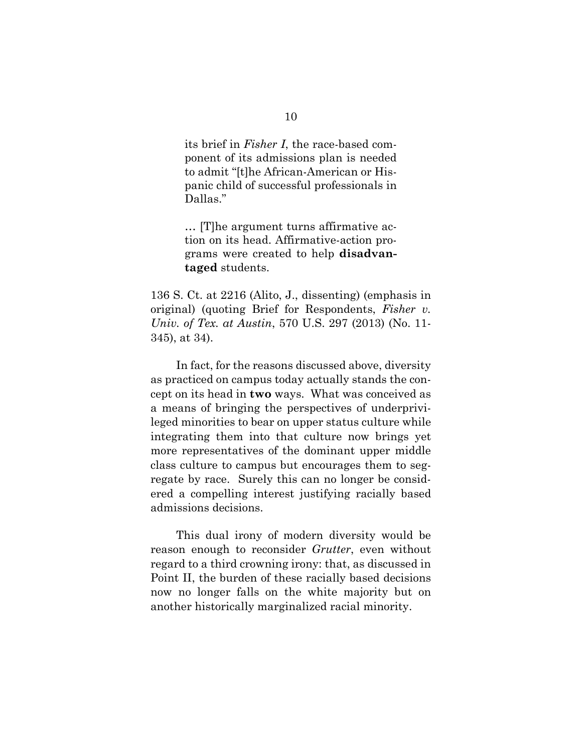> its brief in *Fisher I*, the race-based component of its admissions plan is needed to admit "[t]he African-American or Hispanic child of successful professionals in Dallas."
>
> … [T]he argument turns affirmative action on its head. Affirmative-action programs were created to help **disadvantaged** students.

136 S. Ct. at 2216 (Alito, J., dissenting) (emphasis in original) (quoting Brief for Respondents, *Fisher v. Univ. of Tex. at Austin*, 570 U.S. 297 (2013) (No. 11-345), at 34).

In fact, for the reasons discussed above, diversity as practiced on campus today actually stands the concept on its head in **two** ways. What was conceived as a means of bringing the perspectives of underprivileged minorities to bear on upper status culture while integrating them into that culture now brings yet more representatives of the dominant upper middle class culture to campus but encourages them to segregate by race. Surely this can no longer be considered a compelling interest justifying racially based admissions decisions.

This dual irony of modern diversity would be reason enough to reconsider *Grutter*, even without regard to a third crowning irony: that, as discussed in Point II, the burden of these racially based decisions now no longer falls on the white majority but on another historically marginalized racial minority.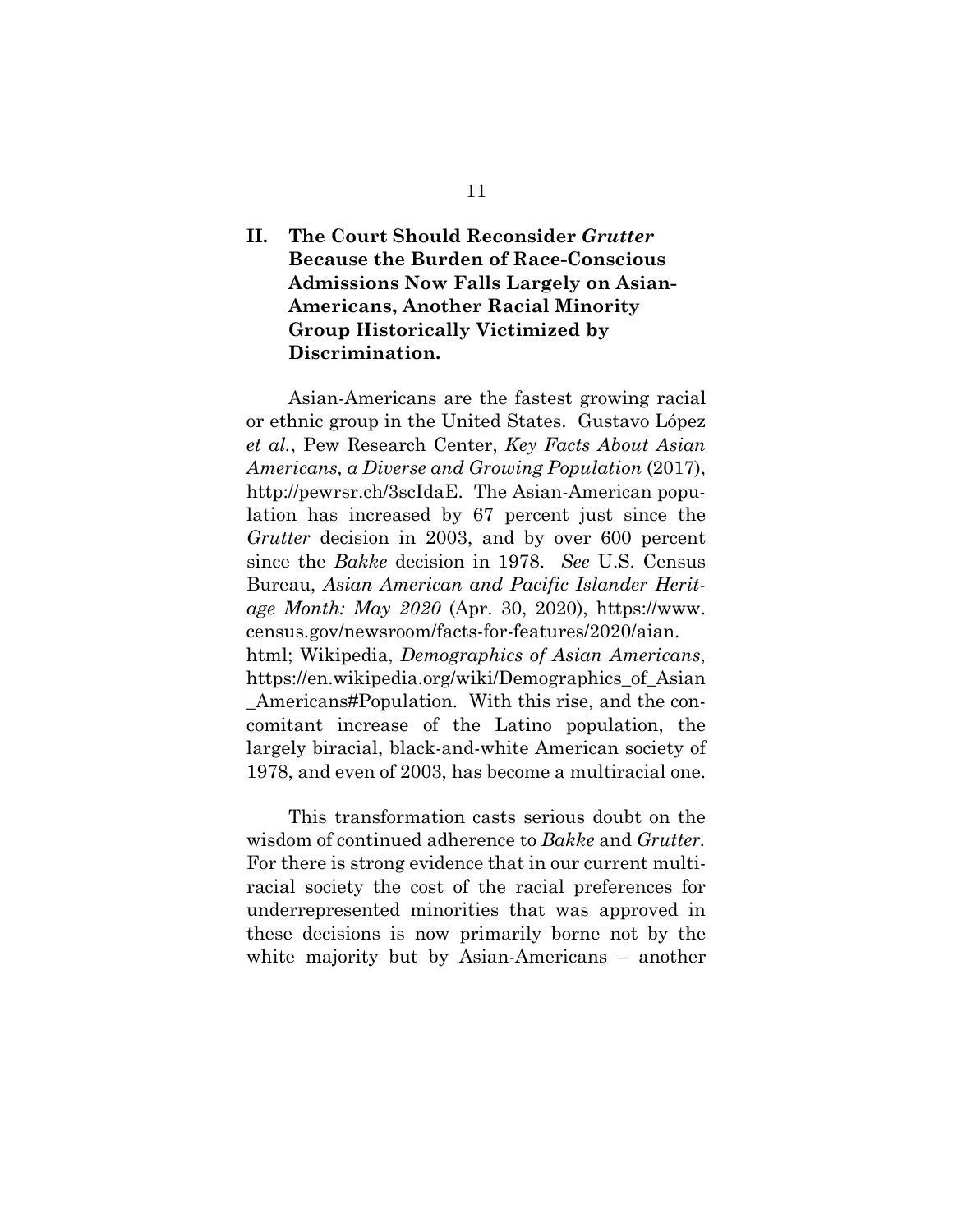## II. The Court Should Reconsider *Grutter* Because the Burden of Race-Conscious Admissions Now Falls Largely on Asian-Americans, Another Racial Minority Group Historically Victimized by Discrimination.

Asian-Americans are the fastest growing racial or ethnic group in the United States. Gustavo López *et al.*, Pew Research Center, *Key Facts About Asian Americans, a Diverse and Growing Population* (2017), http://pewrsr.ch/3scIdaE. The Asian-American population has increased by 67 percent just since the *Grutter* decision in 2003, and by over 600 percent since the *Bakke* decision in 1978. *See* U.S. Census Bureau, *Asian American and Pacific Islander Heritage Month: May 2020* (Apr. 30, 2020), https://www.census.gov/newsroom/facts-for-features/2020/aian.html; Wikipedia, *Demographics of Asian Americans*, https://en.wikipedia.org/wiki/Demographics_of_Asian_Americans#Population. With this rise, and the concomitant increase of the Latino population, the largely biracial, black-and-white American society of 1978, and even of 2003, has become a multiracial one.

This transformation casts serious doubt on the wisdom of continued adherence to *Bakke* and *Grutter*. For there is strong evidence that in our current multiracial society the cost of the racial preferences for underrepresented minorities that was approved in these decisions is now primarily borne not by the white majority but by Asian-Americans – another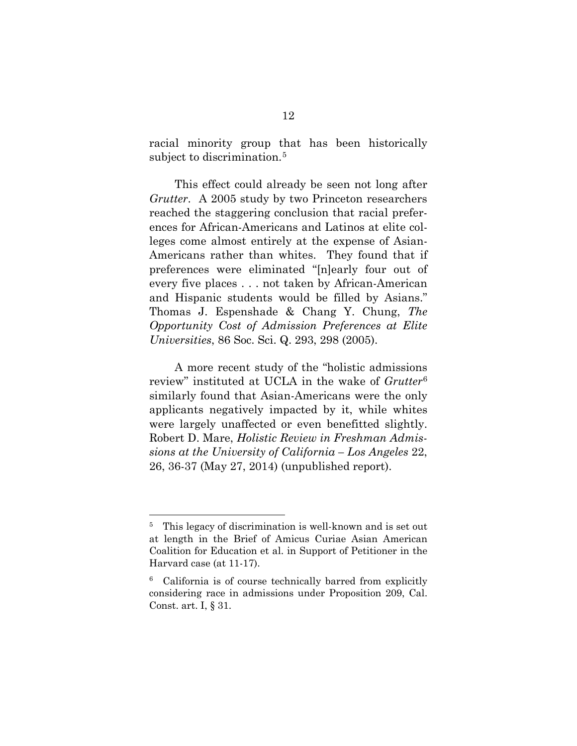racial minority group that has been historically subject to discrimination.[5]

This effect could already be seen not long after *Grutter*. A 2005 study by two Princeton researchers reached the staggering conclusion that racial preferences for African-Americans and Latinos at elite colleges come almost entirely at the expense of Asian-Americans rather than whites. They found that if preferences were eliminated "[n]early four out of every five places . . . not taken by African-American and Hispanic students would be filled by Asians." Thomas J. Espenshade & Chang Y. Chung, *The Opportunity Cost of Admission Preferences at Elite Universities*, 86 Soc. Sci. Q. 293, 298 (2005).

A more recent study of the "holistic admissions review" instituted at UCLA in the wake of *Grutter*[6] similarly found that Asian-Americans were the only applicants negatively impacted by it, while whites were largely unaffected or even benefitted slightly. Robert D. Mare, *Holistic Review in Freshman Admissions at the University of California – Los Angeles* 22, 26, 36-37 (May 27, 2014) (unpublished report).

---

[5] This legacy of discrimination is well-known and is set out at length in the Brief of Amicus Curiae Asian American Coalition for Education et al. in Support of Petitioner in the Harvard case (at 11-17).

[6] California is of course technically barred from explicitly considering race in admissions under Proposition 209, Cal. Const. art. I, § 31.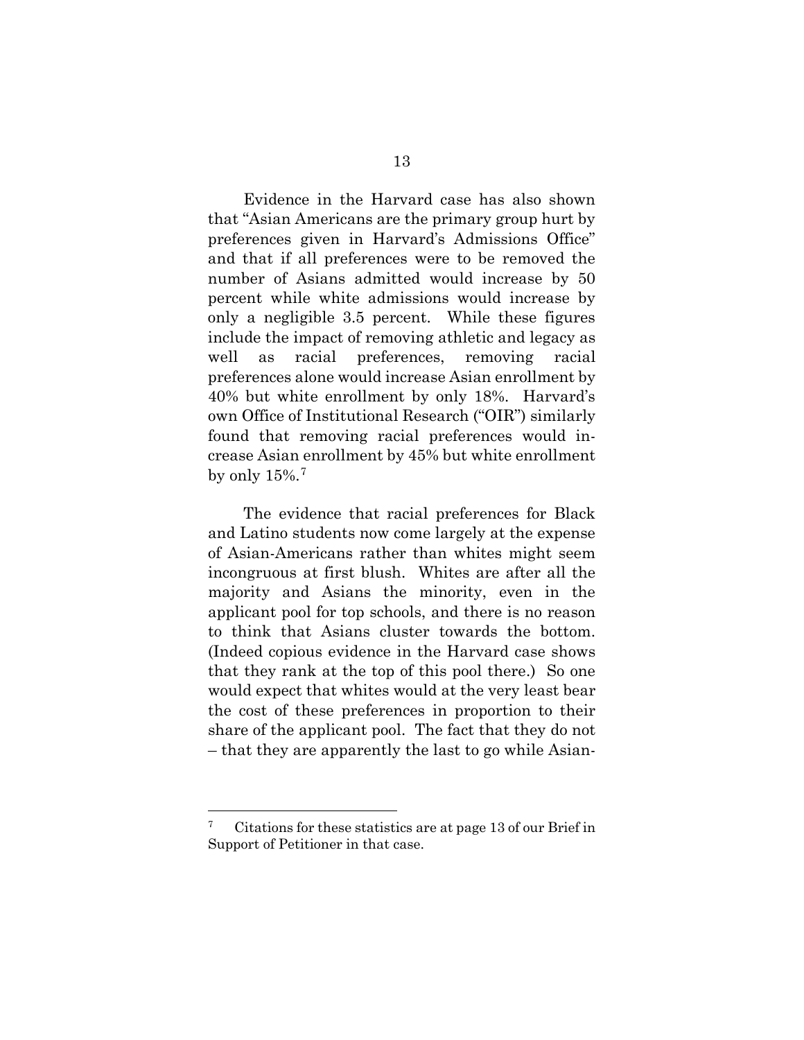Evidence in the Harvard case has also shown that "Asian Americans are the primary group hurt by preferences given in Harvard's Admissions Office" and that if all preferences were to be removed the number of Asians admitted would increase by 50 percent while white admissions would increase by only a negligible 3.5 percent. While these figures include the impact of removing athletic and legacy as well as racial preferences, removing racial preferences alone would increase Asian enrollment by 40% but white enrollment by only 18%. Harvard's own Office of Institutional Research ("OIR") similarly found that removing racial preferences would increase Asian enrollment by 45% but white enrollment by only 15%.[7]

The evidence that racial preferences for Black and Latino students now come largely at the expense of Asian-Americans rather than whites might seem incongruous at first blush. Whites are after all the majority and Asians the minority, even in the applicant pool for top schools, and there is no reason to think that Asians cluster towards the bottom. (Indeed copious evidence in the Harvard case shows that they rank at the top of this pool there.) So one would expect that whites would at the very least bear the cost of these preferences in proportion to their share of the applicant pool. The fact that they do not – that they are apparently the last to go while Asian-

[7] Citations for these statistics are at page 13 of our Brief in Support of Petitioner in that case.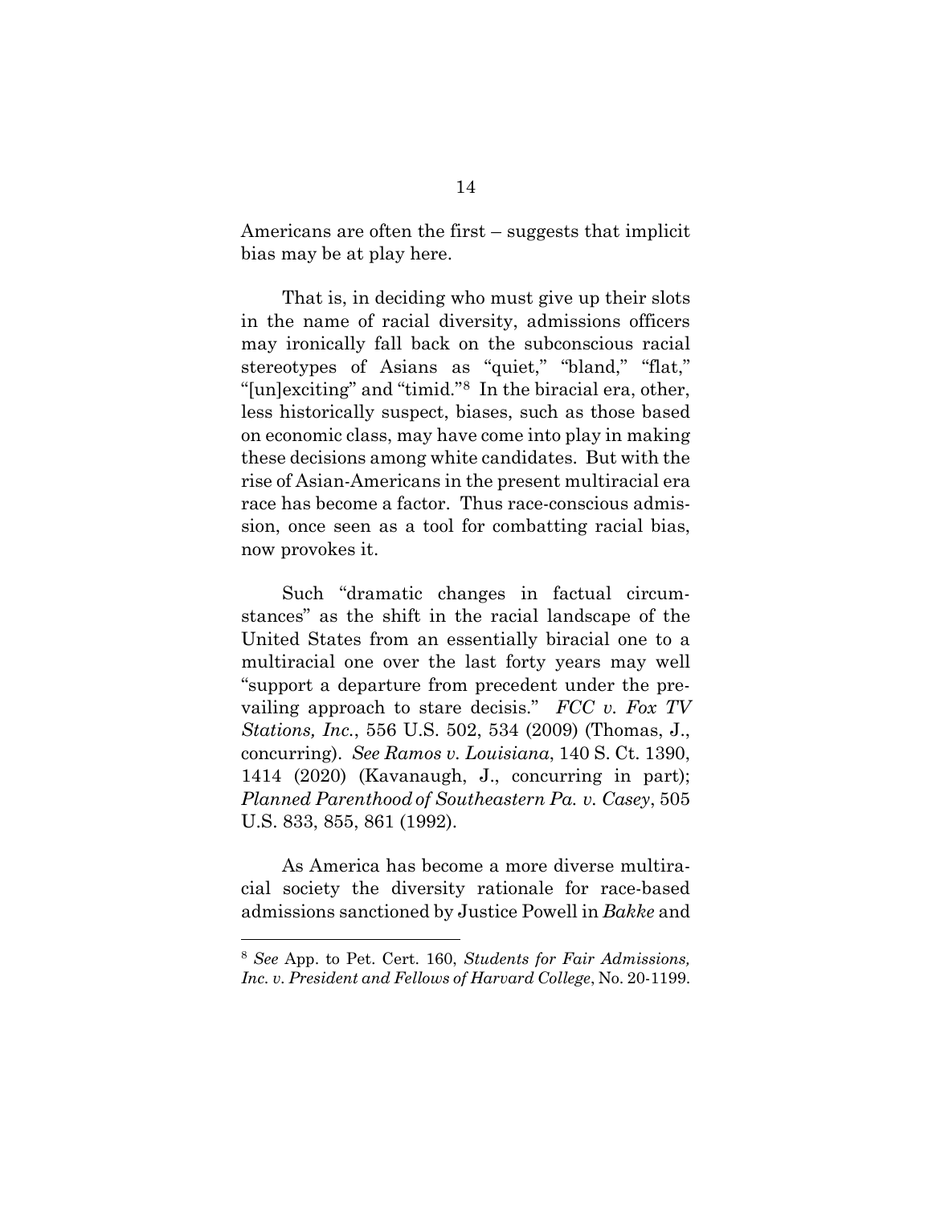Americans are often the first – suggests that implicit bias may be at play here.

That is, in deciding who must give up their slots in the name of racial diversity, admissions officers may ironically fall back on the subconscious racial stereotypes of Asians as "quiet," "bland," "flat," "[un]exciting" and "timid."[8] In the biracial era, other, less historically suspect, biases, such as those based on economic class, may have come into play in making these decisions among white candidates. But with the rise of Asian-Americans in the present multiracial era race has become a factor. Thus race-conscious admission, once seen as a tool for combatting racial bias, now provokes it.

Such "dramatic changes in factual circumstances" as the shift in the racial landscape of the United States from an essentially biracial one to a multiracial one over the last forty years may well "support a departure from precedent under the prevailing approach to stare decisis." *FCC v. Fox TV Stations, Inc.*, 556 U.S. 502, 534 (2009) (Thomas, J., concurring). *See Ramos v. Louisiana*, 140 S. Ct. 1390, 1414 (2020) (Kavanaugh, J., concurring in part); *Planned Parenthood of Southeastern Pa. v. Casey*, 505 U.S. 833, 855, 861 (1992).

As America has become a more diverse multiracial society the diversity rationale for race-based admissions sanctioned by Justice Powell in *Bakke* and

---

[8] *See* App. to Pet. Cert. 160, *Students for Fair Admissions, Inc. v. President and Fellows of Harvard College*, No. 20-1199.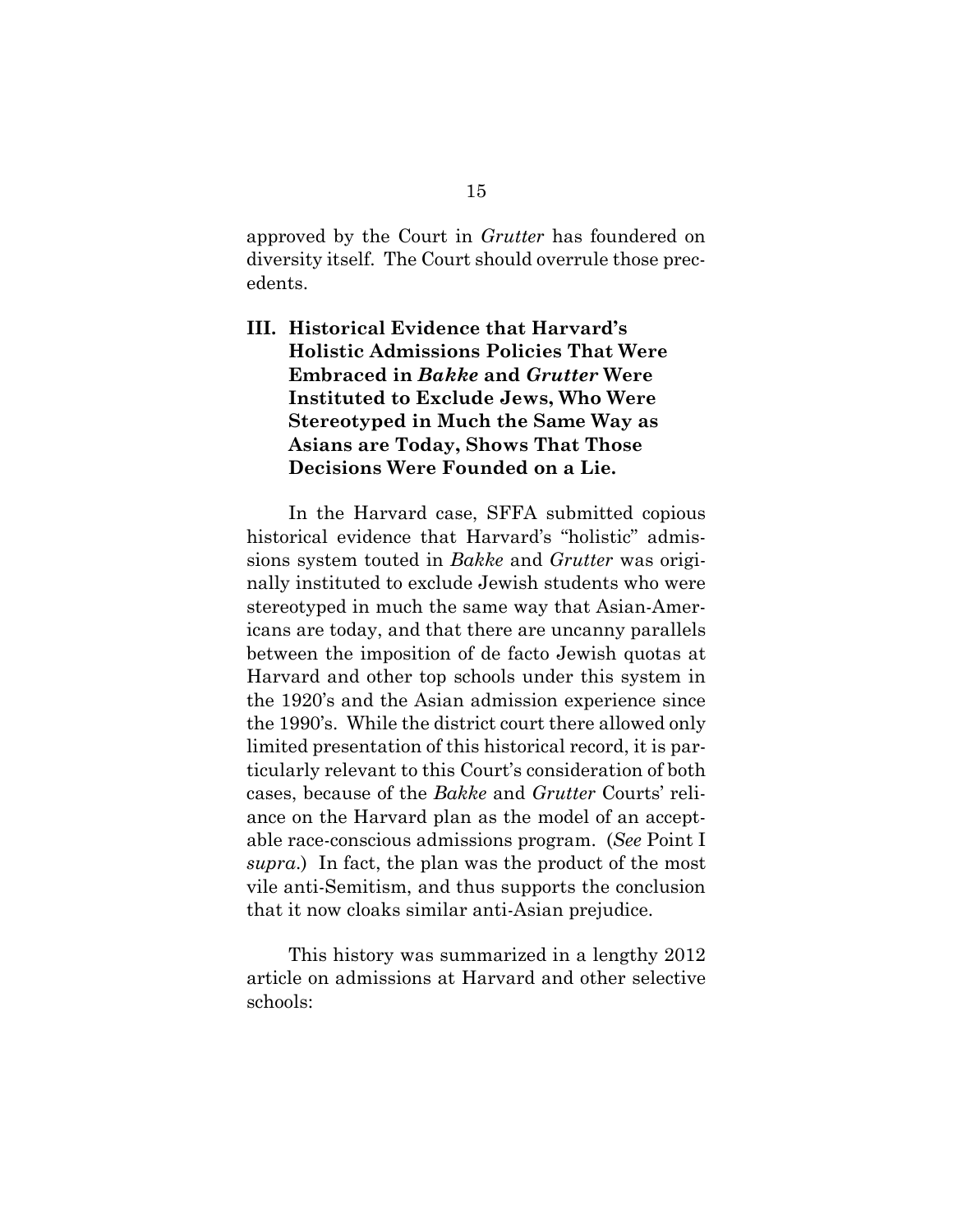approved by the Court in *Grutter* has foundered on diversity itself. The Court should overrule those precedents.

## III. Historical Evidence that Harvard's Holistic Admissions Policies That Were Embraced in *Bakke* and *Grutter* Were Instituted to Exclude Jews, Who Were Stereotyped in Much the Same Way as Asians are Today, Shows That Those Decisions Were Founded on a Lie.

In the Harvard case, SFFA submitted copious historical evidence that Harvard's "holistic" admissions system touted in *Bakke* and *Grutter* was originally instituted to exclude Jewish students who were stereotyped in much the same way that Asian-Americans are today, and that there are uncanny parallels between the imposition of de facto Jewish quotas at Harvard and other top schools under this system in the 1920's and the Asian admission experience since the 1990's. While the district court there allowed only limited presentation of this historical record, it is particularly relevant to this Court's consideration of both cases, because of the *Bakke* and *Grutter* Courts' reliance on the Harvard plan as the model of an acceptable race-conscious admissions program. (*See* Point I *supra*.) In fact, the plan was the product of the most vile anti-Semitism, and thus supports the conclusion that it now cloaks similar anti-Asian prejudice.

This history was summarized in a lengthy 2012 article on admissions at Harvard and other selective schools: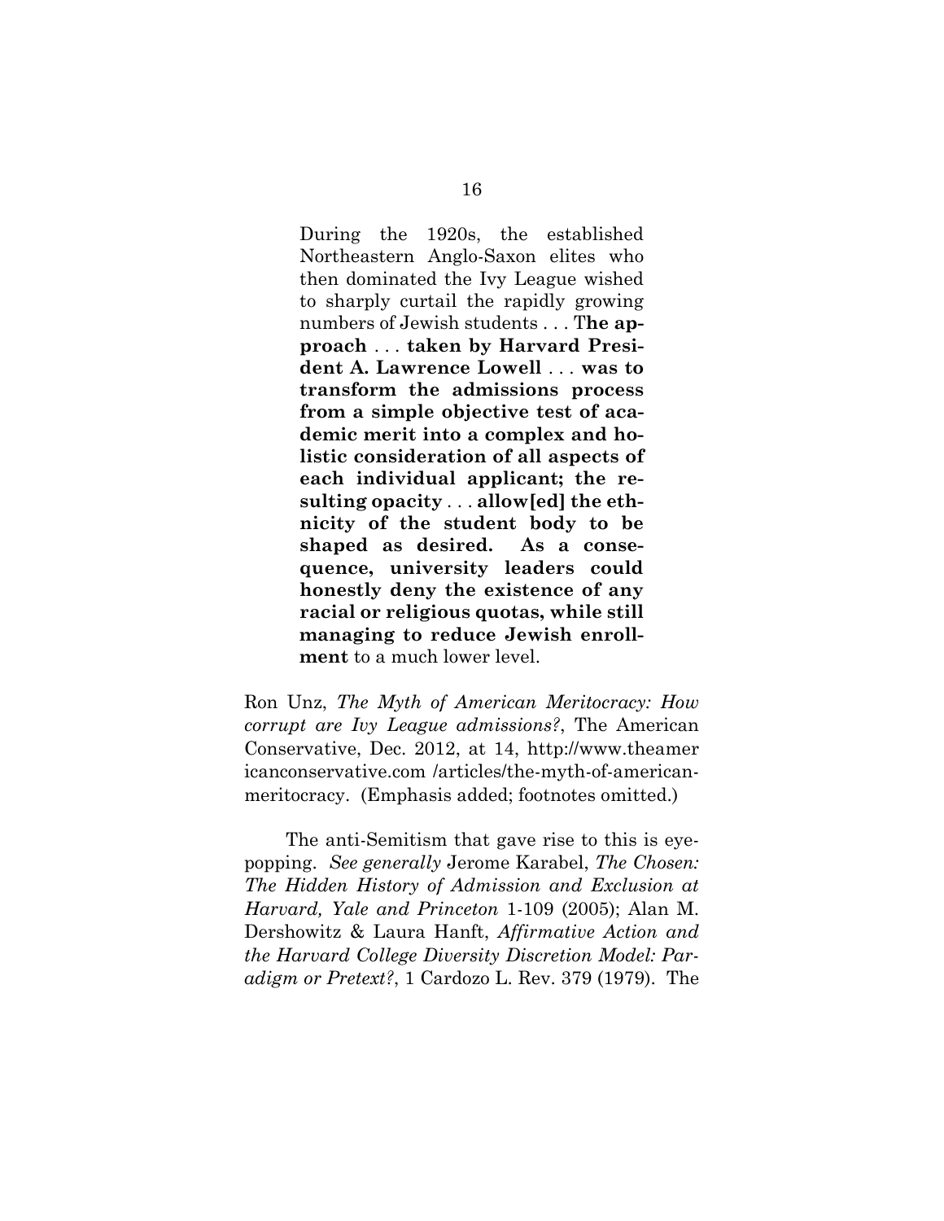> During the 1920s, the established Northeastern Anglo-Saxon elites who then dominated the Ivy League wished to sharply curtail the rapidly growing numbers of Jewish students . . . T**he approach** . . . **taken by Harvard President A. Lawrence Lowell** . . . **was to transform the admissions process from a simple objective test of academic merit into a complex and holistic consideration of all aspects of each individual applicant; the resulting opacity** . . . **allow[ed] the ethnicity of the student body to be shaped as desired. As a consequence, university leaders could honestly deny the existence of any racial or religious quotas, while still managing to reduce Jewish enrollment** to a much lower level.

Ron Unz, *The Myth of American Meritocracy: How corrupt are Ivy League admissions?*, The American Conservative, Dec. 2012, at 14, http://www.theamericanconservative.com /articles/the-myth-of-american-meritocracy. (Emphasis added; footnotes omitted.)

The anti-Semitism that gave rise to this is eye-popping. *See generally* Jerome Karabel, *The Chosen: The Hidden History of Admission and Exclusion at Harvard, Yale and Princeton* 1-109 (2005); Alan M. Dershowitz & Laura Hanft, *Affirmative Action and the Harvard College Diversity Discretion Model: Paradigm or Pretext?*, 1 Cardozo L. Rev. 379 (1979). The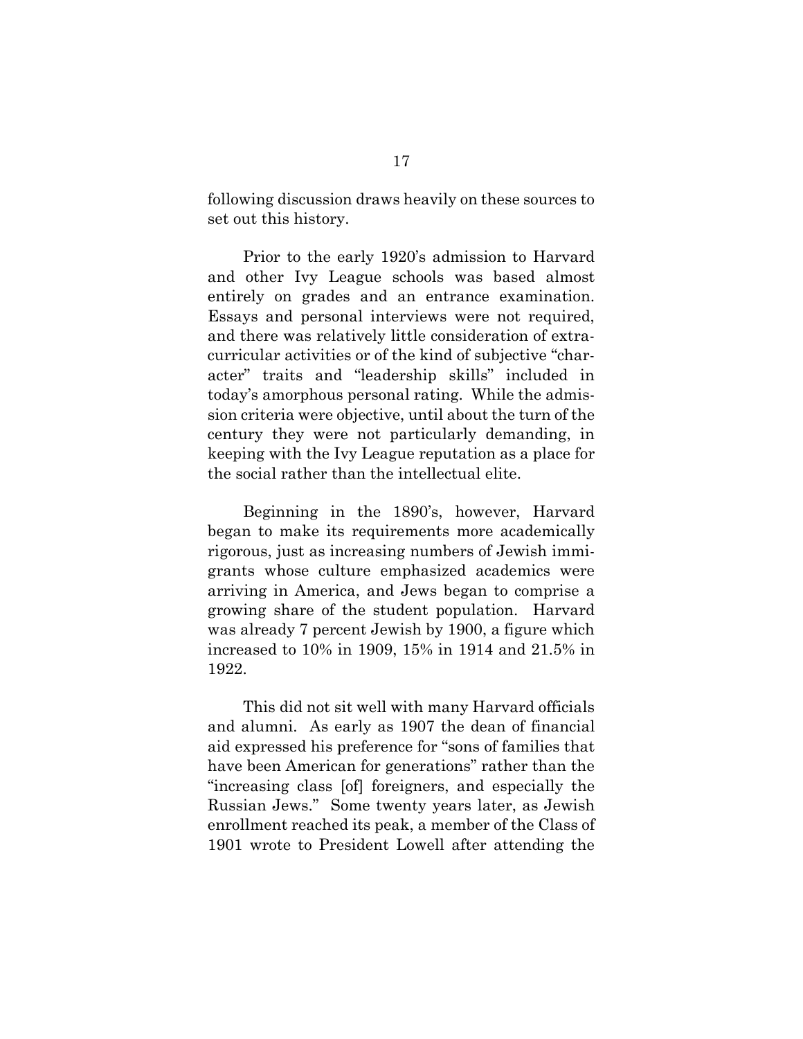following discussion draws heavily on these sources to set out this history.

Prior to the early 1920's admission to Harvard and other Ivy League schools was based almost entirely on grades and an entrance examination. Essays and personal interviews were not required, and there was relatively little consideration of extracurricular activities or of the kind of subjective "character" traits and "leadership skills" included in today's amorphous personal rating. While the admission criteria were objective, until about the turn of the century they were not particularly demanding, in keeping with the Ivy League reputation as a place for the social rather than the intellectual elite.

Beginning in the 1890's, however, Harvard began to make its requirements more academically rigorous, just as increasing numbers of Jewish immigrants whose culture emphasized academics were arriving in America, and Jews began to comprise a growing share of the student population. Harvard was already 7 percent Jewish by 1900, a figure which increased to 10% in 1909, 15% in 1914 and 21.5% in 1922.

This did not sit well with many Harvard officials and alumni. As early as 1907 the dean of financial aid expressed his preference for "sons of families that have been American for generations" rather than the "increasing class [of] foreigners, and especially the Russian Jews." Some twenty years later, as Jewish enrollment reached its peak, a member of the Class of 1901 wrote to President Lowell after attending the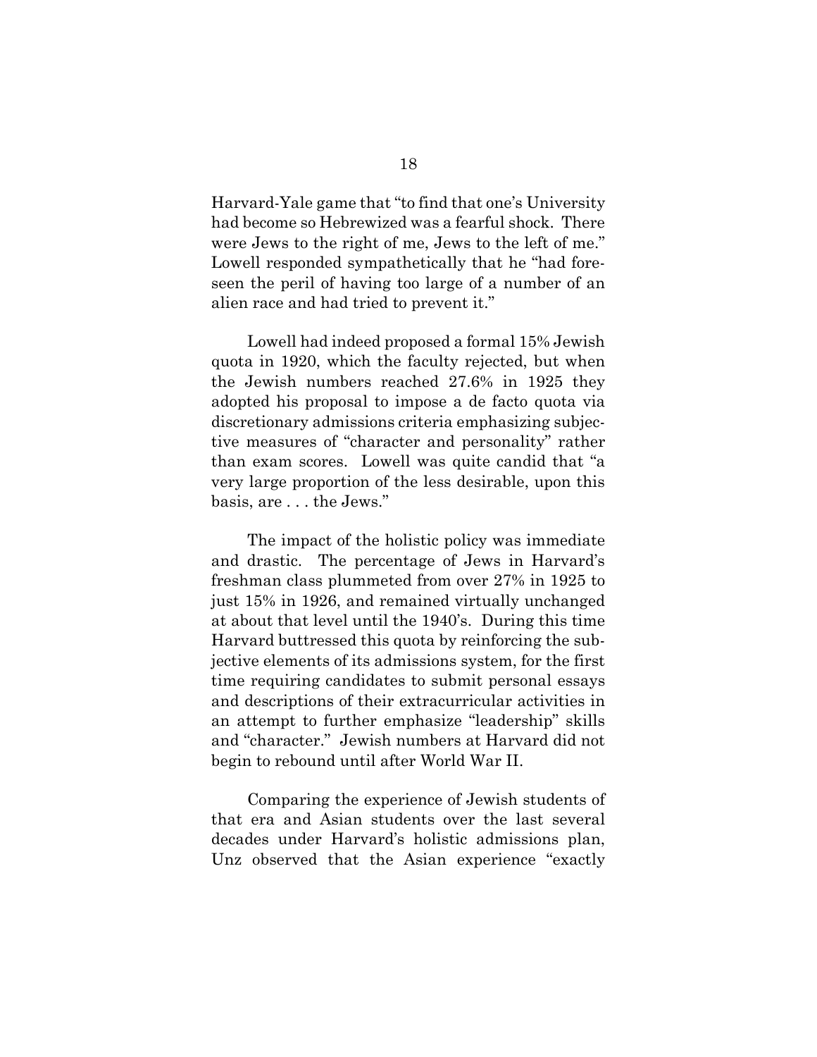Harvard-Yale game that "to find that one's University had become so Hebrewized was a fearful shock. There were Jews to the right of me, Jews to the left of me." Lowell responded sympathetically that he "had foreseen the peril of having too large of a number of an alien race and had tried to prevent it."

Lowell had indeed proposed a formal 15% Jewish quota in 1920, which the faculty rejected, but when the Jewish numbers reached 27.6% in 1925 they adopted his proposal to impose a de facto quota via discretionary admissions criteria emphasizing subjective measures of "character and personality" rather than exam scores. Lowell was quite candid that "a very large proportion of the less desirable, upon this basis, are . . . the Jews."

The impact of the holistic policy was immediate and drastic. The percentage of Jews in Harvard's freshman class plummeted from over 27% in 1925 to just 15% in 1926, and remained virtually unchanged at about that level until the 1940's. During this time Harvard buttressed this quota by reinforcing the subjective elements of its admissions system, for the first time requiring candidates to submit personal essays and descriptions of their extracurricular activities in an attempt to further emphasize "leadership" skills and "character." Jewish numbers at Harvard did not begin to rebound until after World War II.

Comparing the experience of Jewish students of that era and Asian students over the last several decades under Harvard's holistic admissions plan, Unz observed that the Asian experience "exactly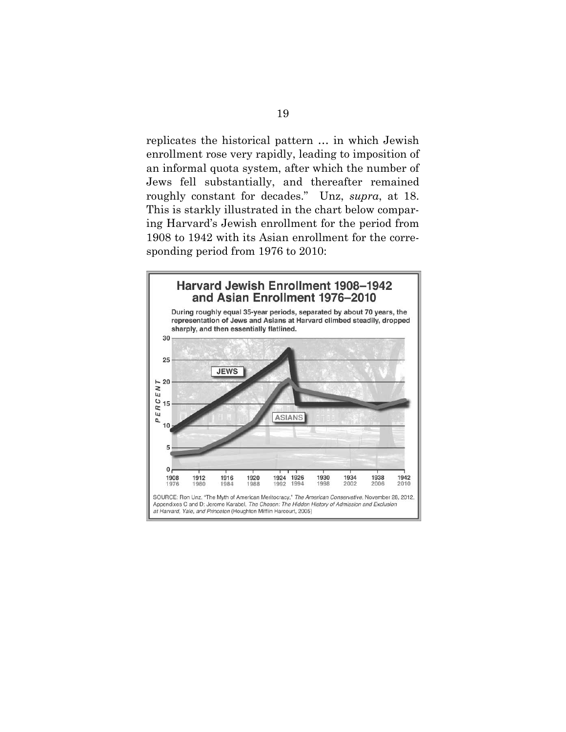replicates the historical pattern … in which Jewish enrollment rose very rapidly, leading to imposition of an informal quota system, after which the number of Jews fell substantially, and thereafter remained roughly constant for decades." Unz, *supra*, at 18. This is starkly illustrated in the chart below comparing Harvard's Jewish enrollment for the period from 1908 to 1942 with its Asian enrollment for the corresponding period from 1976 to 2010:

**Harvard Jewish Enrollment 1908–1942 and Asian Enrollment 1976–2010**

During roughly equal 35-year periods, separated by about 70 years, the representation of Jews and Asians at Harvard climbed steadily, dropped sharply, and then essentially flatlined.

PERCENT

30
25
20
15
10
5
0

JEWS

ASIANS

1908 1912 1916 1920 1924 1926 1930 1934 1938 1942

1976 1980 1984 1988 1992 1994 1998 2002 2006 2010

SOURCE: Ron Unz, "The Myth of American Meritocracy," *The American Conservative*, November 28, 2012, Appendixes C and D; Jerome Karabel, *The Chosen: The Hidden History of Admission and Exclusion at Harvard, Yale, and Princeton* (Houghton Mifflin Harcourt, 2005)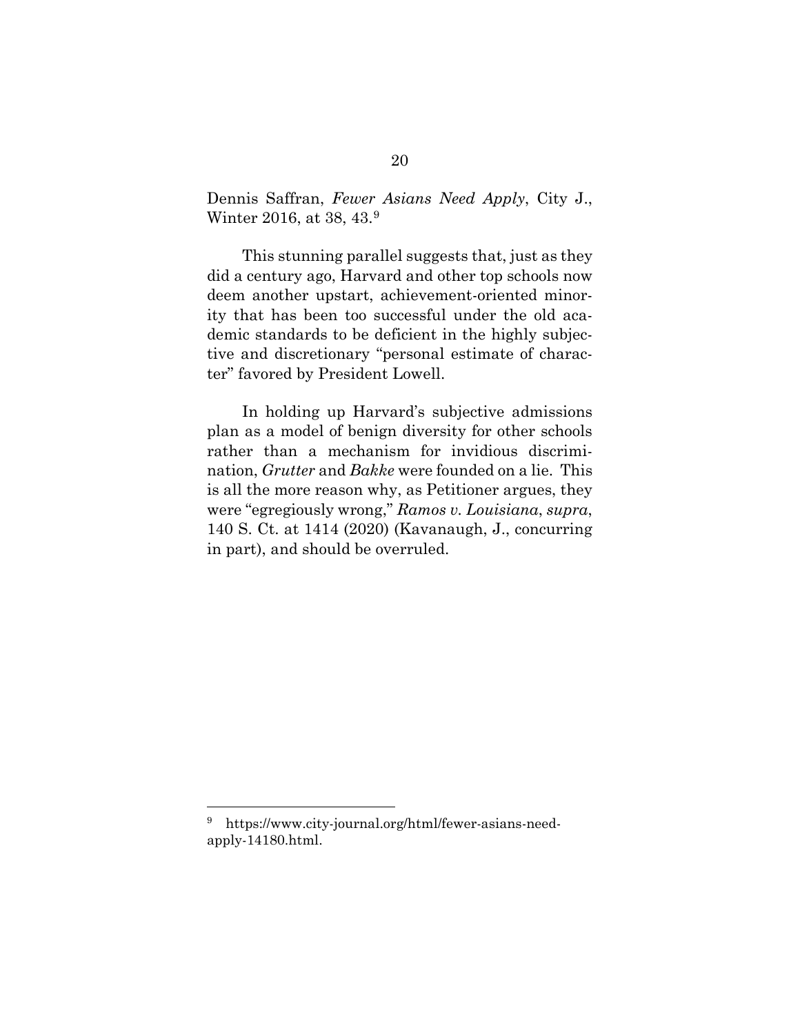Dennis Saffran, *Fewer Asians Need Apply*, City J., Winter 2016, at 38, 43.[9]

This stunning parallel suggests that, just as they did a century ago, Harvard and other top schools now deem another upstart, achievement-oriented minority that has been too successful under the old academic standards to be deficient in the highly subjective and discretionary "personal estimate of character" favored by President Lowell.

In holding up Harvard's subjective admissions plan as a model of benign diversity for other schools rather than a mechanism for invidious discrimination, *Grutter* and *Bakke* were founded on a lie. This is all the more reason why, as Petitioner argues, they were "egregiously wrong," *Ramos v. Louisiana*, *supra*, 140 S. Ct. at 1414 (2020) (Kavanaugh, J., concurring in part), and should be overruled.

---

[9] https://www.city-journal.org/html/fewer-asians-need-apply-14180.html.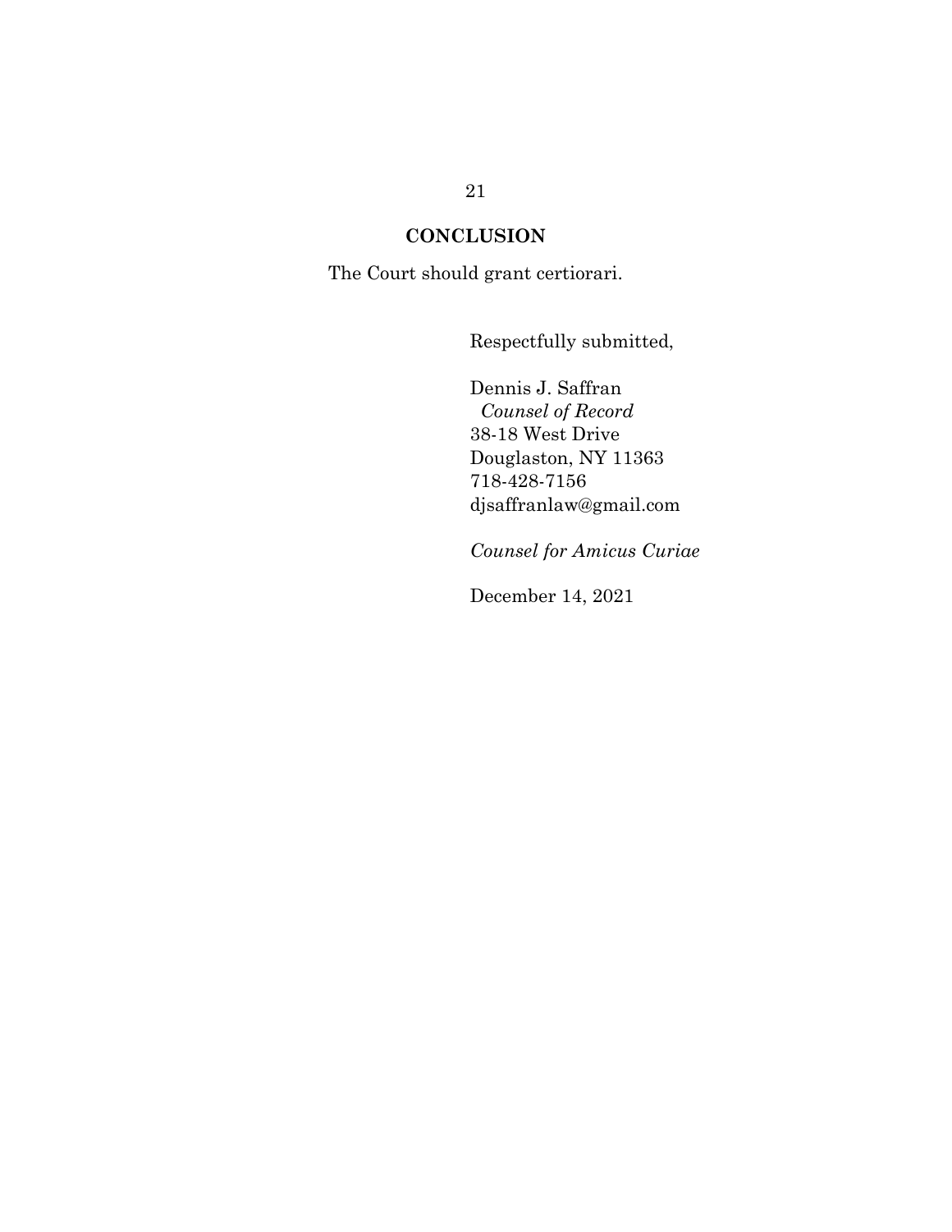## CONCLUSION

The Court should grant certiorari.

Respectfully submitted,

Dennis J. Saffran
*Counsel of Record*
38-18 West Drive
Douglaston, NY 11363
718-428-7156
djsaffranlaw@gmail.com

*Counsel for Amicus Curiae*

December 14, 2021